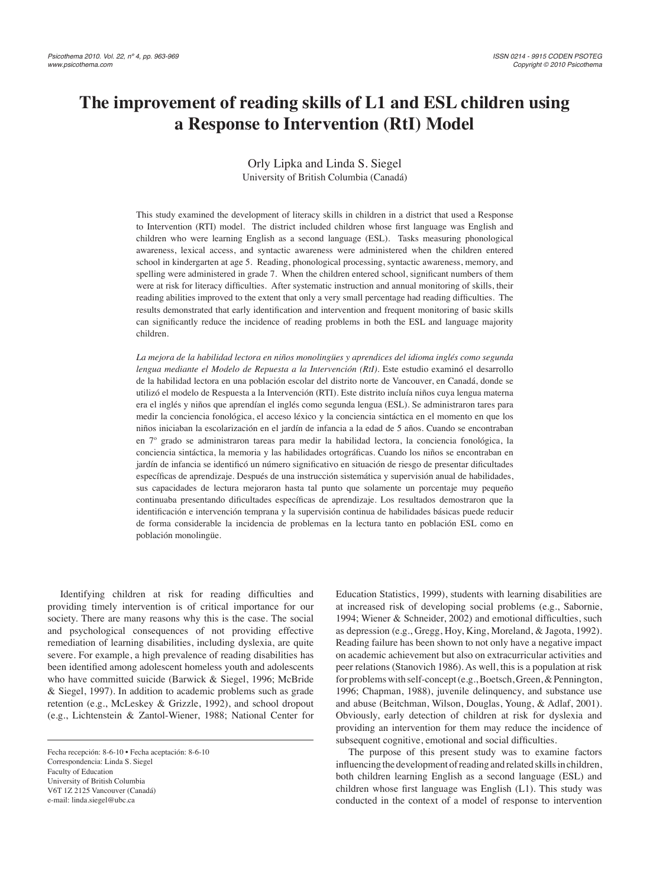# The improvement of reading skills of L1 and ESL children using a Response to Intervention (RtI) Model

Orly Lipka and Linda S. Siegel
University of British Columbia (Canadá)

This study examined the development of literacy skills in children in a district that used a Response to Intervention (RTI) model. The district included children whose first language was English and children who were learning English as a second language (ESL). Tasks measuring phonological awareness, lexical access, and syntactic awareness were administered when the children entered school in kindergarten at age 5. Reading, phonological processing, syntactic awareness, memory, and spelling were administered in grade 7. When the children entered school, significant numbers of them were at risk for literacy difficulties. After systematic instruction and annual monitoring of skills, their reading abilities improved to the extent that only a very small percentage had reading difficulties. The results demonstrated that early identification and intervention and frequent monitoring of basic skills can significantly reduce the incidence of reading problems in both the ESL and language majority children.

*La mejora de la habilidad lectora en niños monolingües y aprendices del idioma inglés como segunda lengua mediante el Modelo de Repuesta a la Intervención (RtI).* Este estudio examinó el desarrollo de la habilidad lectora en una población escolar del distrito norte de Vancouver, en Canadá, donde se utilizó el modelo de Respuesta a la Intervención (RTI). Este distrito incluía niños cuya lengua materna era el inglés y niños que aprendían el inglés como segunda lengua (ESL). Se administraron tares para medir la conciencia fonológica, el acceso léxico y la conciencia sintáctica en el momento en que los niños iniciaban la escolarización en el jardín de infancia a la edad de 5 años. Cuando se encontraban en 7° grado se administraron tareas para medir la habilidad lectora, la conciencia fonológica, la conciencia sintáctica, la memoria y las habilidades ortográficas. Cuando los niños se encontraban en jardín de infancia se identificó un número significativo en situación de riesgo de presentar dificultades específicas de aprendizaje. Después de una instrucción sistemática y supervisión anual de habilidades, sus capacidades de lectura mejoraron hasta tal punto que solamente un porcentaje muy pequeño continuaba presentando dificultades específicas de aprendizaje. Los resultados demostraron que la identificación e intervención temprana y la supervisión continua de habilidades básicas puede reducir de forma considerable la incidencia de problemas en la lectura tanto en población ESL como en población monolingüe.

Identifying children at risk for reading difficulties and providing timely intervention is of critical importance for our society. There are many reasons why this is the case. The social and psychological consequences of not providing effective remediation of learning disabilities, including dyslexia, are quite severe. For example, a high prevalence of reading disabilities has been identified among adolescent homeless youth and adolescents who have committed suicide (Barwick & Siegel, 1996; McBride & Siegel, 1997). In addition to academic problems such as grade retention (e.g., McLeskey & Grizzle, 1992), and school dropout (e.g., Lichtenstein & Zantol-Wiener, 1988; National Center for Education Statistics, 1999), students with learning disabilities are at increased risk of developing social problems (e.g., Sabornie, 1994; Wiener & Schneider, 2002) and emotional difficulties, such as depression (e.g., Gregg, Hoy, King, Moreland, & Jagota, 1992). Reading failure has been shown to not only have a negative impact on academic achievement but also on extracurricular activities and peer relations (Stanovich 1986). As well, this is a population at risk for problems with self-concept (e.g., Boetsch, Green, & Pennington, 1996; Chapman, 1988), juvenile delinquency, and substance use and abuse (Beitchman, Wilson, Douglas, Young, & Adlaf, 2001). Obviously, early detection of children at risk for dyslexia and providing an intervention for them may reduce the incidence of subsequent cognitive, emotional and social difficulties.

The purpose of this present study was to examine factors influencing the development of reading and related skills in children, both children learning English as a second language (ESL) and children whose first language was English (L1). This study was conducted in the context of a model of response to intervention

Fecha recepción: 8-6-10 • Fecha aceptación: 8-6-10
Correspondencia: Linda S. Siegel
Faculty of Education
University of British Columbia
V6T 1Z 2125 Vancouver (Canadá)
e-mail: linda.siegel@ubc.ca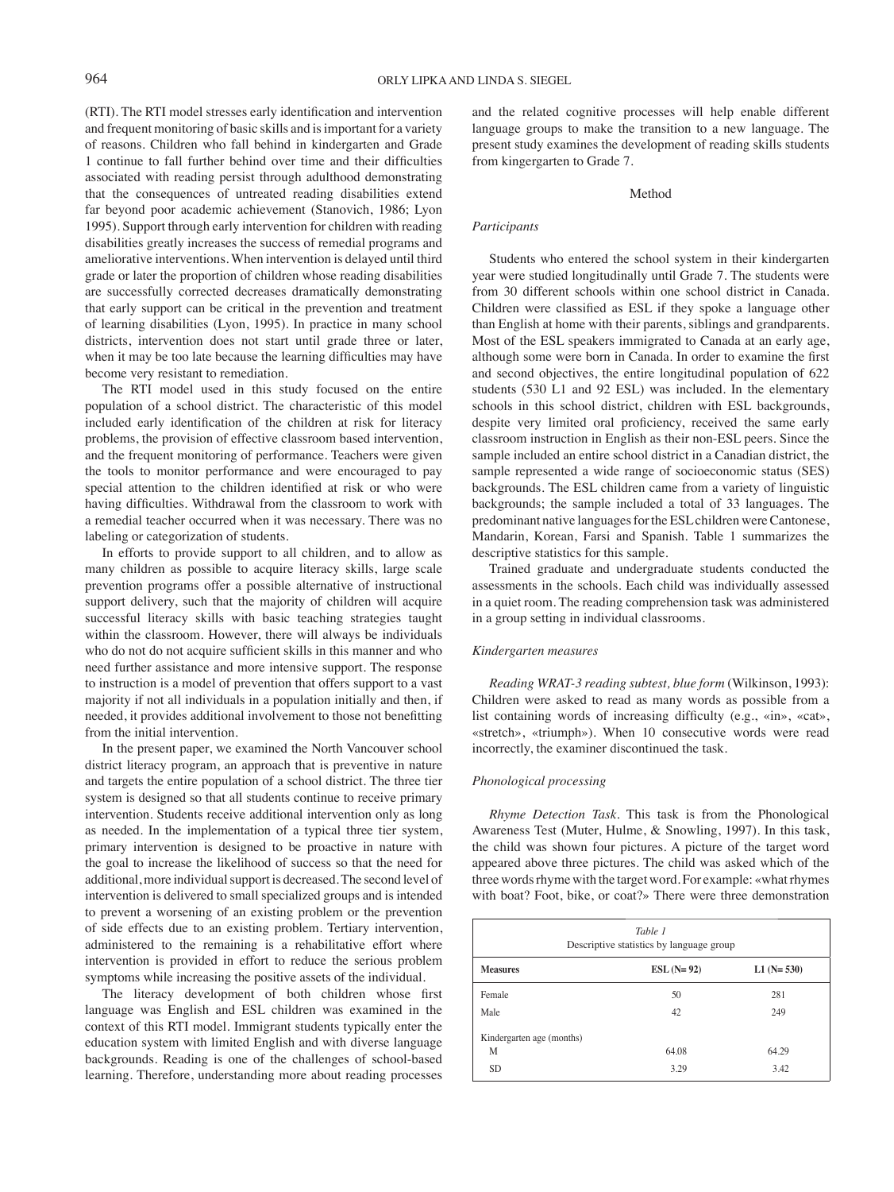(RTI). The RTI model stresses early identification and intervention and frequent monitoring of basic skills and is important for a variety of reasons. Children who fall behind in kindergarten and Grade 1 continue to fall further behind over time and their difficulties associated with reading persist through adulthood demonstrating that the consequences of untreated reading disabilities extend far beyond poor academic achievement (Stanovich, 1986; Lyon 1995). Support through early intervention for children with reading disabilities greatly increases the success of remedial programs and ameliorative interventions. When intervention is delayed until third grade or later the proportion of children whose reading disabilities are successfully corrected decreases dramatically demonstrating that early support can be critical in the prevention and treatment of learning disabilities (Lyon, 1995). In practice in many school districts, intervention does not start until grade three or later, when it may be too late because the learning difficulties may have become very resistant to remediation.

The RTI model used in this study focused on the entire population of a school district. The characteristic of this model included early identification of the children at risk for literacy problems, the provision of effective classroom based intervention, and the frequent monitoring of performance. Teachers were given the tools to monitor performance and were encouraged to pay special attention to the children identified at risk or who were having difficulties. Withdrawal from the classroom to work with a remedial teacher occurred when it was necessary. There was no labeling or categorization of students.

In efforts to provide support to all children, and to allow as many children as possible to acquire literacy skills, large scale prevention programs offer a possible alternative of instructional support delivery, such that the majority of children will acquire successful literacy skills with basic teaching strategies taught within the classroom. However, there will always be individuals who do not do not acquire sufficient skills in this manner and who need further assistance and more intensive support. The response to instruction is a model of prevention that offers support to a vast majority if not all individuals in a population initially and then, if needed, it provides additional involvement to those not benefitting from the initial intervention.

In the present paper, we examined the North Vancouver school district literacy program, an approach that is preventive in nature and targets the entire population of a school district. The three tier system is designed so that all students continue to receive primary intervention. Students receive additional intervention only as long as needed. In the implementation of a typical three tier system, primary intervention is designed to be proactive in nature with the goal to increase the likelihood of success so that the need for additional, more individual support is decreased. The second level of intervention is delivered to small specialized groups and is intended to prevent a worsening of an existing problem or the prevention of side effects due to an existing problem. Tertiary intervention, administered to the remaining is a rehabilitative effort where intervention is provided in effort to reduce the serious problem symptoms while increasing the positive assets of the individual.

The literacy development of both children whose first language was English and ESL children was examined in the context of this RTI model. Immigrant students typically enter the education system with limited English and with diverse language backgrounds. Reading is one of the challenges of school-based learning. Therefore, understanding more about reading processes and the related cognitive processes will help enable different language groups to make the transition to a new language. The present study examines the development of reading skills students from kingergarten to Grade 7.

## Method

### Participants

Students who entered the school system in their kindergarten year were studied longitudinally until Grade 7. The students were from 30 different schools within one school district in Canada. Children were classified as ESL if they spoke a language other than English at home with their parents, siblings and grandparents. Most of the ESL speakers immigrated to Canada at an early age, although some were born in Canada. In order to examine the first and second objectives, the entire longitudinal population of 622 students (530 L1 and 92 ESL) was included. In the elementary schools in this school district, children with ESL backgrounds, despite very limited oral proficiency, received the same early classroom instruction in English as their non-ESL peers. Since the sample included an entire school district in a Canadian district, the sample represented a wide range of socioeconomic status (SES) backgrounds. The ESL children came from a variety of linguistic backgrounds; the sample included a total of 33 languages. The predominant native languages for the ESL children were Cantonese, Mandarin, Korean, Farsi and Spanish. Table 1 summarizes the descriptive statistics for this sample.

Trained graduate and undergraduate students conducted the assessments in the schools. Each child was individually assessed in a quiet room. The reading comprehension task was administered in a group setting in individual classrooms.

*Table 1*
Descriptive statistics by language group

| Measures | ESL (N= 92) | L1 (N= 530) |
|---|---|---|
| Female | 50 | 281 |
| Male | 42 | 249 |
| Kindergarten age (months) | | |
| M | 64.08 | 64.29 |
| SD | 3.29 | 3.42 |

### Kindergarten measures

*Reading WRAT-3 reading subtest, blue form* (Wilkinson, 1993): Children were asked to read as many words as possible from a list containing words of increasing difficulty (e.g., «in», «cat», «stretch», «triumph»). When 10 consecutive words were read incorrectly, the examiner discontinued the task.

### Phonological processing

*Rhyme Detection Task*. This task is from the Phonological Awareness Test (Muter, Hulme, & Snowling, 1997). In this task, the child was shown four pictures. A picture of the target word appeared above three pictures. The child was asked which of the three words rhyme with the target word. For example: «what rhymes with boat? Foot, bike, or coat?» There were three demonstration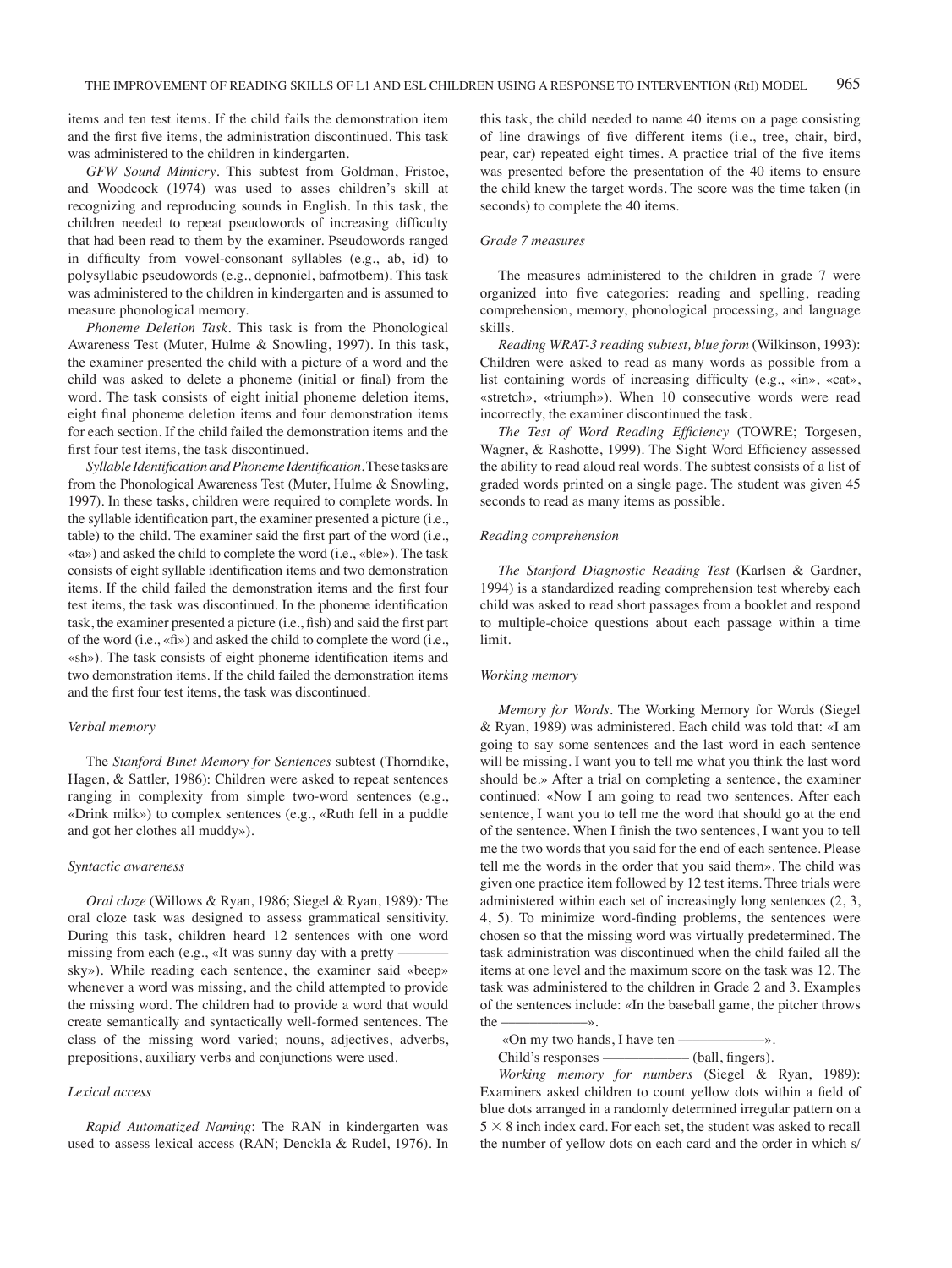items and ten test items. If the child fails the demonstration item and the first five items, the administration discontinued. This task was administered to the children in kindergarten.

*GFW Sound Mimicry*. This subtest from Goldman, Fristoe, and Woodcock (1974) was used to asses children's skill at recognizing and reproducing sounds in English. In this task, the children needed to repeat pseudowords of increasing difficulty that had been read to them by the examiner. Pseudowords ranged in difficulty from vowel-consonant syllables (e.g., ab, id) to polysyllabic pseudowords (e.g., depnoniel, bafmotbem). This task was administered to the children in kindergarten and is assumed to measure phonological memory.

*Phoneme Deletion Task*. This task is from the Phonological Awareness Test (Muter, Hulme & Snowling, 1997). In this task, the examiner presented the child with a picture of a word and the child was asked to delete a phoneme (initial or final) from the word. The task consists of eight initial phoneme deletion items, eight final phoneme deletion items and four demonstration items for each section. If the child failed the demonstration items and the first four test items, the task discontinued.

*Syllable Identification and Phoneme Identification*. These tasks are from the Phonological Awareness Test (Muter, Hulme & Snowling, 1997). In these tasks, children were required to complete words. In the syllable identification part, the examiner presented a picture (i.e., table) to the child. The examiner said the first part of the word (i.e., «ta») and asked the child to complete the word (i.e., «ble»). The task consists of eight syllable identification items and two demonstration items. If the child failed the demonstration items and the first four test items, the task was discontinued. In the phoneme identification task, the examiner presented a picture (i.e., fish) and said the first part of the word (i.e., «fi») and asked the child to complete the word (i.e., «sh»). The task consists of eight phoneme identification items and two demonstration items. If the child failed the demonstration items and the first four test items, the task was discontinued.

#### *Verbal memory*

The *Stanford Binet Memory for Sentences* subtest (Thorndike, Hagen, & Sattler, 1986): Children were asked to repeat sentences ranging in complexity from simple two-word sentences (e.g., «Drink milk») to complex sentences (e.g., «Ruth fell in a puddle and got her clothes all muddy»).

#### *Syntactic awareness*

*Oral cloze* (Willows & Ryan, 1986; Siegel & Ryan, 1989)*:* The oral cloze task was designed to assess grammatical sensitivity. During this task, children heard 12 sentences with one word missing from each (e.g., «It was sunny day with a pretty ——— sky»). While reading each sentence, the examiner said «beep» whenever a word was missing, and the child attempted to provide the missing word. The children had to provide a word that would create semantically and syntactically well-formed sentences. The class of the missing word varied; nouns, adjectives, adverbs, prepositions, auxiliary verbs and conjunctions were used.

#### *Lexical access*

*Rapid Automatized Naming*: The RAN in kindergarten was used to assess lexical access (RAN; Denckla & Rudel, 1976). In this task, the child needed to name 40 items on a page consisting of line drawings of five different items (i.e., tree, chair, bird, pear, car) repeated eight times. A practice trial of the five items was presented before the presentation of the 40 items to ensure the child knew the target words. The score was the time taken (in seconds) to complete the 40 items.

#### *Grade 7 measures*

The measures administered to the children in grade 7 were organized into five categories: reading and spelling, reading comprehension, memory, phonological processing, and language skills.

*Reading WRAT-3 reading subtest, blue form* (Wilkinson, 1993): Children were asked to read as many words as possible from a list containing words of increasing difficulty (e.g., «in», «cat», «stretch», «triumph»). When 10 consecutive words were read incorrectly, the examiner discontinued the task.

*The Test of Word Reading Efficiency* (TOWRE; Torgesen, Wagner, & Rashotte, 1999). The Sight Word Efficiency assessed the ability to read aloud real words. The subtest consists of a list of graded words printed on a single page. The student was given 45 seconds to read as many items as possible.

#### *Reading comprehension*

*The Stanford Diagnostic Reading Test* (Karlsen & Gardner, 1994) is a standardized reading comprehension test whereby each child was asked to read short passages from a booklet and respond to multiple-choice questions about each passage within a time limit.

#### *Working memory*

*Memory for Words*. The Working Memory for Words (Siegel & Ryan, 1989) was administered. Each child was told that: «I am going to say some sentences and the last word in each sentence will be missing. I want you to tell me what you think the last word should be.» After a trial on completing a sentence, the examiner continued: «Now I am going to read two sentences. After each sentence, I want you to tell me the word that should go at the end of the sentence. When I finish the two sentences, I want you to tell me the two words that you said for the end of each sentence. Please tell me the words in the order that you said them». The child was given one practice item followed by 12 test items. Three trials were administered within each set of increasingly long sentences (2, 3, 4, 5). To minimize word-finding problems, the sentences were chosen so that the missing word was virtually predetermined. The task administration was discontinued when the child failed all the items at one level and the maximum score on the task was 12. The task was administered to the children in Grade 2 and 3. Examples of the sentences include: «In the baseball game, the pitcher throws the ——————».

«On my two hands, I have ten ——————».

Child's responses —————— (ball, fingers).

*Working memory for numbers* (Siegel & Ryan, 1989): Examiners asked children to count yellow dots within a field of blue dots arranged in a randomly determined irregular pattern on a $5 \times 8$ inch index card. For each set, the student was asked to recall the number of yellow dots on each card and the order in which s/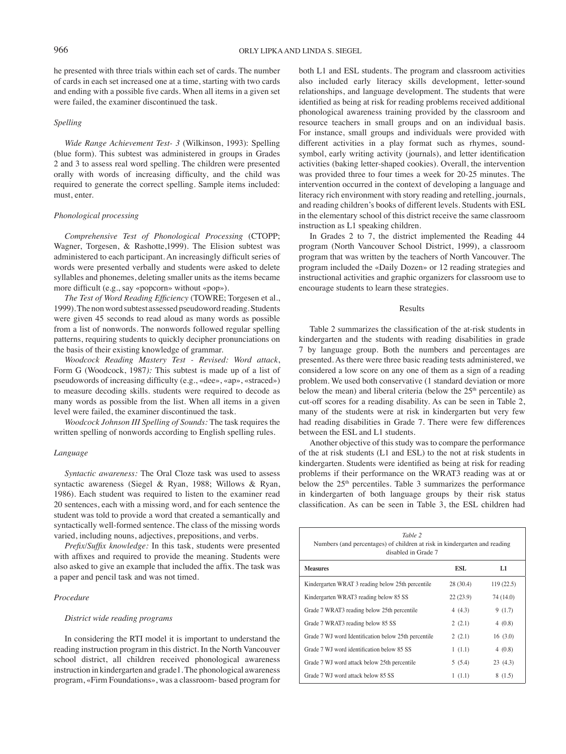he presented with three trials within each set of cards. The number of cards in each set increased one at a time, starting with two cards and ending with a possible five cards. When all items in a given set were failed, the examiner discontinued the task.

### *Spelling*

*Wide Range Achievement Test- 3* (Wilkinson, 1993): Spelling (blue form). This subtest was administered in groups in Grades 2 and 3 to assess real word spelling. The children were presented orally with words of increasing difficulty, and the child was required to generate the correct spelling. Sample items included: must, enter.

### *Phonological processing*

*Comprehensive Test of Phonological Processing* (CTOPP; Wagner, Torgesen, & Rashotte,1999). The Elision subtest was administered to each participant. An increasingly difficult series of words were presented verbally and students were asked to delete syllables and phonemes, deleting smaller units as the items became more difficult (e.g., say «popcorn» without «pop»).

*The Test of Word Reading Efficiency* (TOWRE; Torgesen et al., 1999). The non word subtest assessed pseudoword reading. Students were given 45 seconds to read aloud as many words as possible from a list of nonwords. The nonwords followed regular spelling patterns, requiring students to quickly decipher pronunciations on the basis of their existing knowledge of grammar.

*Woodcock Reading Mastery Test - Revised: Word attack*, Form G (Woodcock, 1987*):* This subtest is made up of a list of pseudowords of increasing difficulty (e.g., «dee», «ap», «straced») to measure decoding skills. students were required to decode as many words as possible from the list. When all items in a given level were failed, the examiner discontinued the task.

*Woodcock Johnson III Spelling of Sounds:* The task requires the written spelling of nonwords according to English spelling rules.

### *Language*

*Syntactic awareness:* The Oral Cloze task was used to assess syntactic awareness (Siegel & Ryan, 1988; Willows & Ryan, 1986). Each student was required to listen to the examiner read 20 sentences, each with a missing word, and for each sentence the student was told to provide a word that created a semantically and syntactically well-formed sentence. The class of the missing words varied, including nouns, adjectives, prepositions, and verbs.

*Prefix/Suffix knowledge:* In this task, students were presented with affixes and required to provide the meaning. Students were also asked to give an example that included the affix. The task was a paper and pencil task and was not timed.

### *Procedure*

#### *District wide reading programs*

In considering the RTI model it is important to understand the reading instruction program in this district. In the North Vancouver school district, all children received phonological awareness instruction in kindergarten and grade1. The phonological awareness program, «Firm Foundations», was a classroom- based program for both L1 and ESL students. The program and classroom activities also included early literacy skills development, letter-sound relationships, and language development. The students that were identified as being at risk for reading problems received additional phonological awareness training provided by the classroom and resource teachers in small groups and on an individual basis. For instance, small groups and individuals were provided with different activities in a play format such as rhymes, sound-symbol, early writing activity (journals), and letter identification activities (baking letter-shaped cookies). Overall, the intervention was provided three to four times a week for 20-25 minutes. The intervention occurred in the context of developing a language and literacy rich environment with story reading and retelling, journals, and reading children's books of different levels. Students with ESL in the elementary school of this district receive the same classroom instruction as L1 speaking children.

In Grades 2 to 7, the district implemented the Reading 44 program (North Vancouver School District, 1999), a classroom program that was written by the teachers of North Vancouver. The program included the «Daily Dozen» or 12 reading strategies and instructional activities and graphic organizers for classroom use to encourage students to learn these strategies.

## Results

Table 2 summarizes the classification of the at-risk students in kindergarten and the students with reading disabilities in grade 7 by language group. Both the numbers and percentages are presented. As there were three basic reading tests administered, we considered a low score on any one of them as a sign of a reading problem. We used both conservative (1 standard deviation or more below the mean) and liberal criteria (below the 25th percentile) as cut-off scores for a reading disability. As can be seen in Table 2, many of the students were at risk in kindergarten but very few had reading disabilities in Grade 7. There were few differences between the ESL and L1 students.

Another objective of this study was to compare the performance of the at risk students (L1 and ESL) to the not at risk students in kindergarten. Students were identified as being at risk for reading problems if their performance on the WRAT3 reading was at or below the 25th percentiles. Table 3 summarizes the performance in kindergarten of both language groups by their risk status classification. As can be seen in Table 3, the ESL children had

*Table 2*
Numbers (and percentages) of children at risk in kindergarten and reading disabled in Grade 7

| Measures | ESL | L1 |
|---|---|---|
| Kindergarten WRAT 3 reading below 25th percentile | 28 (30.4) | 119 (22.5) |
| Kindergarten WRAT3 reading below 85 SS | 22 (23.9) | 74 (14.0) |
| Grade 7 WRAT3 reading below 25th percentile | 4 (4.3) | 9 (1.7) |
| Grade 7 WRAT3 reading below 85 SS | 2 (2.1) | 4 (0.8) |
| Grade 7 WJ word Identification below 25th percentile | 2 (2.1) | 16 (3.0) |
| Grade 7 WJ word identification below 85 SS | 1 (1.1) | 4 (0.8) |
| Grade 7 WJ word attack below 25th percentile | 5 (5.4) | 23 (4.3) |
| Grade 7 WJ word attack below 85 SS | 1 (1.1) | 8 (1.5) |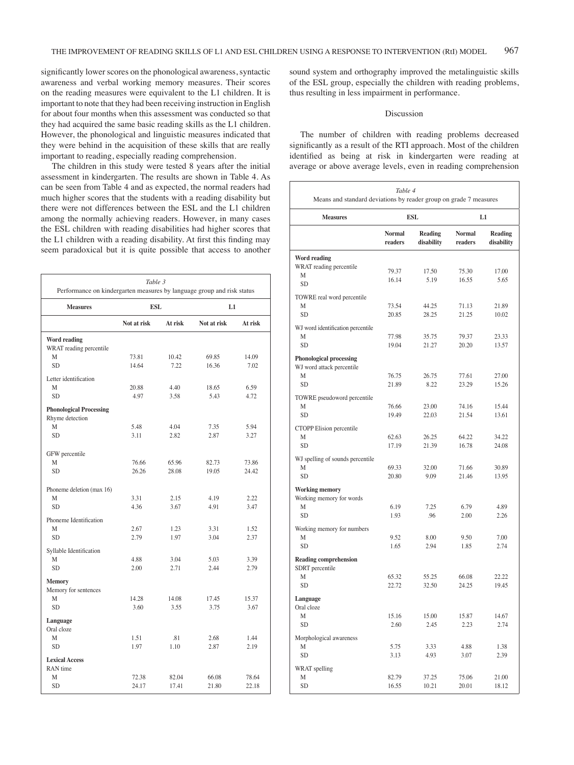significantly lower scores on the phonological awareness, syntactic awareness and verbal working memory measures. Their scores on the reading measures were equivalent to the L1 children. It is important to note that they had been receiving instruction in English for about four months when this assessment was conducted so that they had acquired the same basic reading skills as the L1 children. However, the phonological and linguistic measures indicated that they were behind in the acquisition of these skills that are really important to reading, especially reading comprehension.

The children in this study were tested 8 years after the initial assessment in kindergarten. The results are shown in Table 4. As can be seen from Table 4 and as expected, the normal readers had much higher scores that the students with a reading disability but there were not differences between the ESL and the L1 children among the normally achieving readers. However, in many cases the ESL children with reading disabilities had higher scores that the L1 children with a reading disability. At first this finding may seem paradoxical but it is quite possible that access to another sound system and orthography improved the metalinguistic skills of the ESL group, especially the children with reading problems, thus resulting in less impairment in performance.

*Table 3*
Performance on kindergarten measures by language group and risk status

| Measures | ESL | | L1 | |
|---|---|---|---|---|
| | Not at risk | At risk | Not at risk | At risk |
| **Word reading** | | | | |
| WRAT reading percentile | | | | |
| M | 73.81 | 10.42 | 69.85 | 14.09 |
| SD | 14.64 | 7.22 | 16.36 | 7.02 |
| Letter identification | | | | |
| M | 20.88 | 4.40 | 18.65 | 6.59 |
| SD | 4.97 | 3.58 | 5.43 | 4.72 |
| **Phonological Processing** | | | | |
| Rhyme detection | | | | |
| M | 5.48 | 4.04 | 7.35 | 5.94 |
| SD | 3.11 | 2.82 | 2.87 | 3.27 |
| GFW percentile | | | | |
| M | 76.66 | 65.96 | 82.73 | 73.86 |
| SD | 26.26 | 28.08 | 19.05 | 24.42 |
| Phoneme deletion (max 16) | | | | |
| M | 3.31 | 2.15 | 4.19 | 2.22 |
| SD | 4.36 | 3.67 | 4.91 | 3.47 |
| Phoneme Identification | | | | |
| M | 2.67 | 1.23 | 3.31 | 1.52 |
| SD | 2.79 | 1.97 | 3.04 | 2.37 |
| Syllable Identification | | | | |
| M | 4.88 | 3.04 | 5.03 | 3.39 |
| SD | 2.00 | 2.71 | 2.44 | 2.79 |
| **Memory** | | | | |
| Memory for sentences | | | | |
| M | 14.28 | 14.08 | 17.45 | 15.37 |
| SD | 3.60 | 3.55 | 3.75 | 3.67 |
| **Language** | | | | |
| Oral cloze | | | | |
| M | 1.51 | .81 | 2.68 | 1.44 |
| SD | 1.97 | 1.10 | 2.87 | 2.19 |
| **Lexical Access** | | | | |
| RAN time | | | | |
| M | 72.38 | 82.04 | 66.08 | 78.64 |
| SD | 24.17 | 17.41 | 21.80 | 22.18 |

## Discussion

The number of children with reading problems decreased significantly as a result of the RTI approach. Most of the children identified as being at risk in kindergarten were reading at average or above average levels, even in reading comprehension

*Table 4*
Means and standard deviations by reader group on grade 7 measures

| Measures | ESL | | L1 | |
|---|---|---|---|---|
| | Normal readers | Reading disability | Normal readers | Reading disability |
| **Word reading** | | | | |
| WRAT reading percentile | | | | |
| M | 79.37 | 17.50 | 75.30 | 17.00 |
| SD | 16.14 | 5.19 | 16.55 | 5.65 |
| TOWRE real word percentile | | | | |
| M | 73.54 | 44.25 | 71.13 | 21.89 |
| SD | 20.85 | 28.25 | 21.25 | 10.02 |
| WJ word identification percentile | | | | |
| M | 77.98 | 35.75 | 79.37 | 23.33 |
| SD | 19.04 | 21.27 | 20.20 | 13.57 |
| **Phonological processing** | | | | |
| WJ word attack percentile | | | | |
| M | 76.75 | 26.75 | 77.61 | 27.00 |
| SD | 21.89 | 8.22 | 23.29 | 15.26 |
| TOWRE pseudoword percentile | | | | |
| M | 76.66 | 23.00 | 74.16 | 15.44 |
| SD | 19.49 | 22.03 | 21.54 | 13.61 |
| CTOPP Elision percentile | | | | |
| M | 62.63 | 26.25 | 64.22 | 34.22 |
| SD | 17.19 | 21.39 | 16.78 | 24.08 |
| WJ spelling of sounds percentile | | | | |
| M | 69.33 | 32.00 | 71.66 | 30.89 |
| SD | 20.80 | 9.09 | 21.46 | 13.95 |
| **Working memory** | | | | |
| Working memory for words | | | | |
| M | 6.19 | 7.25 | 6.79 | 4.89 |
| SD | 1.93 | .96 | 2.00 | 2.26 |
| Working memory for numbers | | | | |
| M | 9.52 | 8.00 | 9.50 | 7.00 |
| SD | 1.65 | 2.94 | 1.85 | 2.74 |
| **Reading comprehension** | | | | |
| SDRT percentile | | | | |
| M | 65.32 | 55.25 | 66.08 | 22.22 |
| SD | 22.72 | 32.50 | 24.25 | 19.45 |
| **Language** | | | | |
| Oral cloze | | | | |
| M | 15.16 | 15.00 | 15.87 | 14.67 |
| SD | 2.60 | 2.45 | 2.23 | 2.74 |
| Morphological awareness | | | | |
| M | 5.75 | 3.33 | 4.88 | 1.38 |
| SD | 3.13 | 4.93 | 3.07 | 2.39 |
| WRAT spelling | | | | |
| M | 82.79 | 37.25 | 75.06 | 21.00 |
| SD | 16.55 | 10.21 | 20.01 | 18.12 |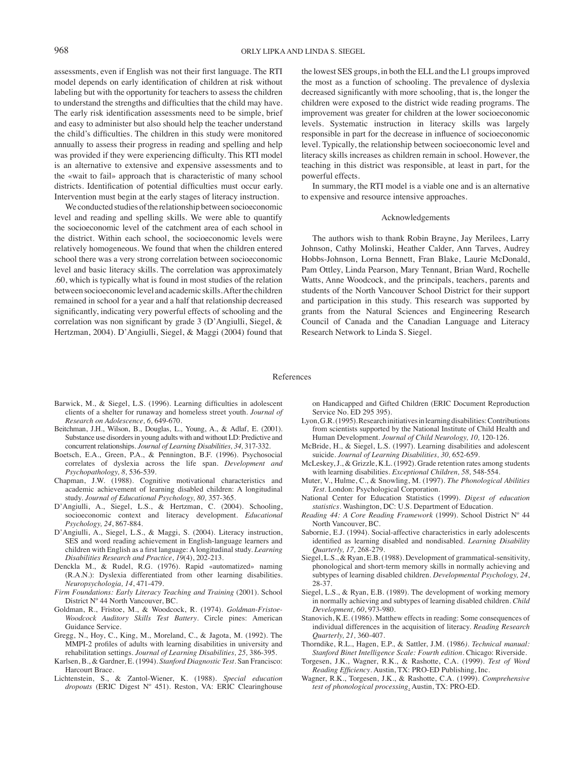assessments, even if English was not their first language. The RTI model depends on early identification of children at risk without labeling but with the opportunity for teachers to assess the children to understand the strengths and difficulties that the child may have. The early risk identification assessments need to be simple, brief and easy to administer but also should help the teacher understand the child's difficulties. The children in this study were monitored annually to assess their progress in reading and spelling and help was provided if they were experiencing difficulty. This RTI model is an alternative to extensive and expensive assessments and to the «wait to fail» approach that is characteristic of many school districts. Identification of potential difficulties must occur early. Intervention must begin at the early stages of literacy instruction.

We conducted studies of the relationship between socioeconomic level and reading and spelling skills. We were able to quantify the socioeconomic level of the catchment area of each school in the district. Within each school, the socioeconomic levels were relatively homogeneous. We found that when the children entered school there was a very strong correlation between socioeconomic level and basic literacy skills. The correlation was approximately .60, which is typically what is found in most studies of the relation between socioeconomic level and academic skills. After the children remained in school for a year and a half that relationship decreased significantly, indicating very powerful effects of schooling and the correlation was non significant by grade 3 (D'Angiulli, Siegel, & Hertzman, 2004). D'Angiulli, Siegel, & Maggi (2004) found that the lowest SES groups, in both the ELL and the L1 groups improved the most as a function of schooling. The prevalence of dyslexia decreased significantly with more schooling, that is, the longer the children were exposed to the district wide reading programs. The improvement was greater for children at the lower socioeconomic levels. Systematic instruction in literacy skills was largely responsible in part for the decrease in influence of socioeconomic level. Typically, the relationship between socioeconomic level and literacy skills increases as children remain in school. However, the teaching in this district was responsible, at least in part, for the powerful effects.

In summary, the RTI model is a viable one and is an alternative to expensive and resource intensive approaches.

## Acknowledgements

The authors wish to thank Robin Brayne, Jay Merilees, Larry Johnson, Cathy Molinski, Heather Calder, Ann Tarves, Audrey Hobbs-Johnson, Lorna Bennett, Fran Blake, Laurie McDonald, Pam Ottley, Linda Pearson, Mary Tennant, Brian Ward, Rochelle Watts, Anne Woodcock, and the principals, teachers, parents and students of the North Vancouver School District for their support and participation in this study. This research was supported by grants from the Natural Sciences and Engineering Research Council of Canada and the Canadian Language and Literacy Research Network to Linda S. Siegel.

## References

Barwick, M., & Siegel, L.S. (1996). Learning difficulties in adolescent clients of a shelter for runaway and homeless street youth. *Journal of Research on Adolescence, 6,* 649-670.

Beitchman, J.H., Wilson, B., Douglas, L., Young, A., & Adlaf, E. (2001). Substance use disorders in young adults with and without LD: Predictive and concurrent relationships. *Journal of Learning Disabilities, 34,* 317-332.

Boetsch, E.A., Green, P.A., & Pennington, B.F. (1996). Psychosocial correlates of dyslexia across the life span. *Development and Psychopathology, 8,* 536-539.

Chapman, J.W. (1988). Cognitive motivational characteristics and academic achievement of learning disabled children: A longitudinal study. *Journal of Educational Psychology, 80,* 357-365.

D'Angiulli, A., Siegel, L.S., & Hertzman, C. (2004). Schooling, socioeconomic context and literacy development. *Educational Psychology, 24*, 867-884.

D'Angiulli, A., Siegel, L.S., & Maggi, S. (2004). Literacy instruction, SES and word reading achievement in English-language learners and children with English as a first language: A longitudinal study. *Learning Disabilities Research and Practice*, *19*(4), 202-213.

Denckla M., & Rudel, R.G. (1976). Rapid «automatized» naming (R.A.N.): Dyslexia differentiated from other learning disabilities. *Neuropsychologia, 14*, 471-479.

*Firm Foundations: Early Literacy Teaching and Training* (2001). School District Nº 44 North Vancouver, BC.

Goldman, R., Fristoe, M., & Woodcock, R. (1974). *Goldman-Fristoe-Woodcock Auditory Skills Test Battery*. Circle pines: American Guidance Service.

Gregg, N., Hoy, C., King, M., Moreland, C., & Jagota, M. (1992). The MMPI-2 profiles of adults with learning disabilities in university and rehabilitation settings. *Journal of Learning Disabilities, 25,* 386-395.

Karlsen, B., & Gardner, E. (1994). *Stanford Diagnostic Test*. San Francisco: Harcourt Brace.

Lichtenstein, S., & Zantol-Wiener, K. (1988). *Special education dropouts* (ERIC Digest Nº 451). Reston, VA: ERIC Clearinghouse on Handicapped and Gifted Children (ERIC Document Reproduction Service No. ED 295 395).

Lyon, G.R. (1995). Research initiatives in learning disabilities: Contributions from scientists supported by the National Institute of Child Health and Human Development. *Journal of Child Neurology, 10,* 120-126.

McBride, H., & Siegel, L.S. (1997). Learning disabilities and adolescent suicide. *Journal of Learning Disabilities, 30,* 652-659.

McLeskey, J., & Grizzle, K.L. (1992). Grade retention rates among students with learning disabilities. *Exceptional Children, 58,* 548-554.

Muter, V., Hulme, C., & Snowling, M. (1997). *The Phonological Abilities Test*. London: Psychological Corporation.

National Center for Education Statistics (1999). *Digest of education statistics*. Washington, DC: U.S. Department of Education.

*Reading 44: A Core Reading Framework* (1999). School District Nº 44 North Vancouver, BC.

Sabornie, E.J. (1994). Social-affective characteristics in early adolescents identified as learning disabled and nondisabled. *Learning Disability Quarterly, 17,* 268-279.

Siegel, L.S., & Ryan, E.B. (1988). Development of grammatical-sensitivity, phonological and short-term memory skills in normally achieving and subtypes of learning disabled children. *Developmental Psychology, 24*, 28-37.

Siegel, L.S., & Ryan, E.B. (1989). The development of working memory in normally achieving and subtypes of learning disabled children. *Child Development, 60*, 973-980.

Stanovich, K.E. (1986). Matthew effects in reading: Some consequences of individual differences in the acquisition of literacy. *Reading Research Quarterly, 21,* 360-407.

Thorndike, R.L., Hagen, E.P., & Sattler, J.M. (1986). *Technical manual: Stanford Binet Intelligence Scale: Fourth edition*. Chicago: Riverside.

Torgesen, J.K., Wagner, R.K., & Rashotte, C.A. (1999). *Test of Word Reading Efficiency*. Austin, TX: PRO-ED Publishing, Inc.

Wagner, R.K., Torgesen, J.K., & Rashotte, C.A. (1999). *Comprehensive test of phonological processing*. Austin, TX: PRO-ED.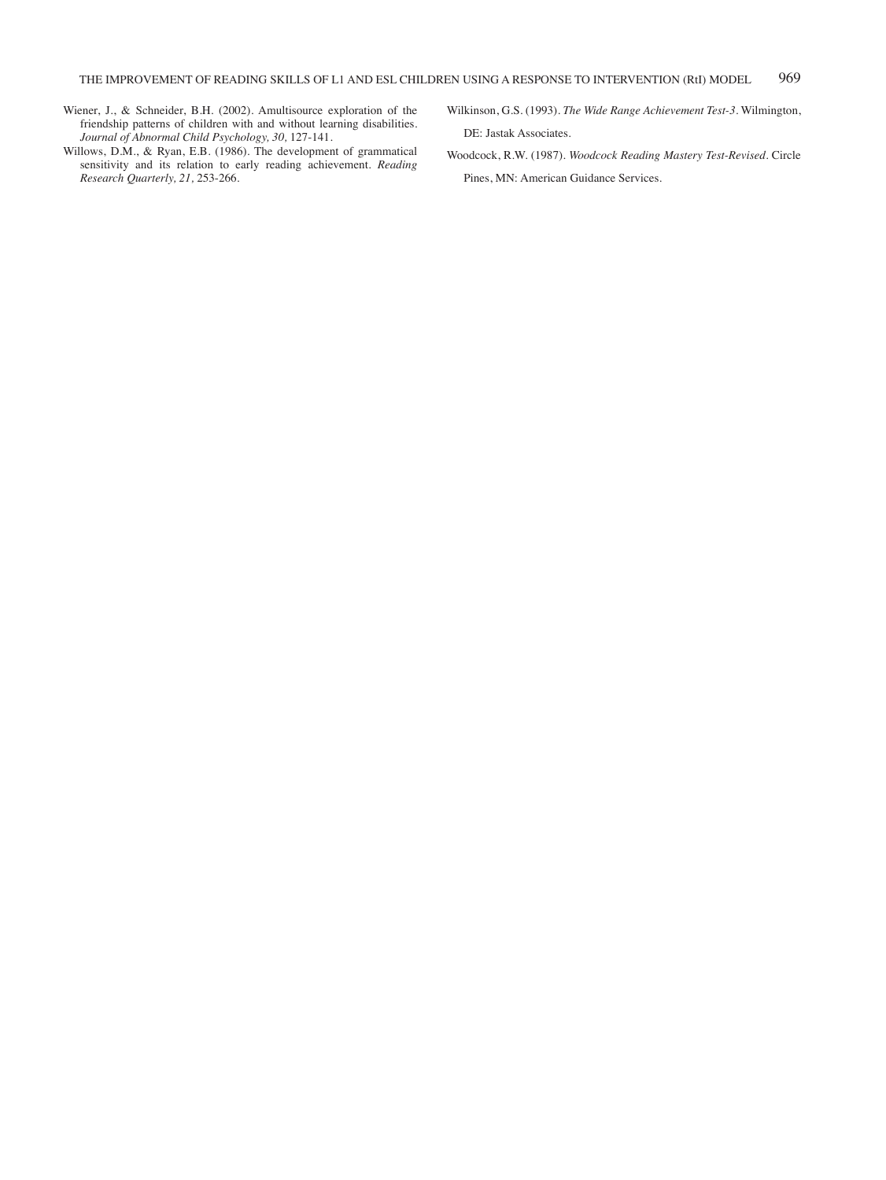Wiener, J., & Schneider, B.H. (2002). Amultisource exploration of the friendship patterns of children with and without learning disabilities. *Journal of Abnormal Child Psychology, 30,* 127-141.

Willows, D.M., & Ryan, E.B. (1986). The development of grammatical sensitivity and its relation to early reading achievement. *Reading Research Quarterly, 21,* 253-266.

Wilkinson, G.S. (1993). *The Wide Range Achievement Test-3*. Wilmington, DE: Jastak Associates.

Woodcock, R.W. (1987). *Woodcock Reading Mastery Test-Revised*. Circle Pines, MN: American Guidance Services.